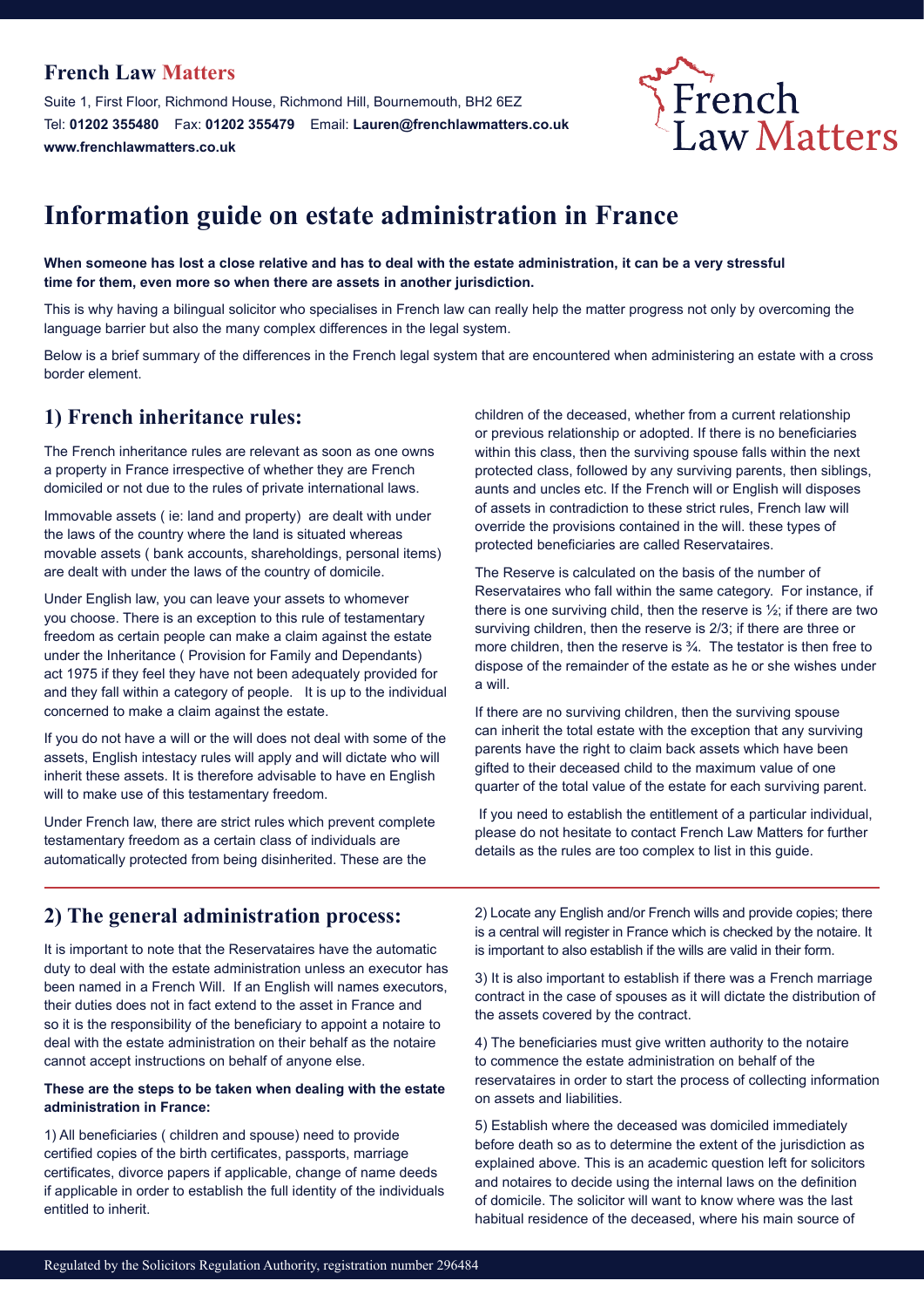**French Law Matters**

Suite 1, First Floor, Richmond House, Richmond Hill, Bournemouth, BH2 6EZ
Tel: **01202 355480** Fax: **01202 355479** Email: **Lauren@frenchlawmatters.co.uk**
**www.frenchlawmatters.co.uk**

# Information guide on estate administration in France

**When someone has lost a close relative and has to deal with the estate administration, it can be a very stressful time for them, even more so when there are assets in another jurisdiction.**

This is why having a bilingual solicitor who specialises in French law can really help the matter progress not only by overcoming the language barrier but also the many complex differences in the legal system.

Below is a brief summary of the differences in the French legal system that are encountered when administering an estate with a cross border element.

## 1) French inheritance rules:

The French inheritance rules are relevant as soon as one owns a property in France irrespective of whether they are French domiciled or not due to the rules of private international laws.

Immovable assets ( ie: land and property) are dealt with under the laws of the country where the land is situated whereas movable assets ( bank accounts, shareholdings, personal items) are dealt with under the laws of the country of domicile.

Under English law, you can leave your assets to whomever you choose. There is an exception to this rule of testamentary freedom as certain people can make a claim against the estate under the Inheritance ( Provision for Family and Dependants) act 1975 if they feel they have not been adequately provided for and they fall within a category of people. It is up to the individual concerned to make a claim against the estate.

If you do not have a will or the will does not deal with some of the assets, English intestacy rules will apply and will dictate who will inherit these assets. It is therefore advisable to have en English will to make use of this testamentary freedom.

Under French law, there are strict rules which prevent complete testamentary freedom as a certain class of individuals are automatically protected from being disinherited. These are the children of the deceased, whether from a current relationship or previous relationship or adopted. If there is no beneficiaries within this class, then the surviving spouse falls within the next protected class, followed by any surviving parents, then siblings, aunts and uncles etc. If the French will or English will disposes of assets in contradiction to these strict rules, French law will override the provisions contained in the will. these types of protected beneficiaries are called Reservataires.

The Reserve is calculated on the basis of the number of Reservataires who fall within the same category. For instance, if there is one surviving child, then the reserve is ½; if there are two surviving children, then the reserve is 2/3; if there are three or more children, then the reserve is ¾. The testator is then free to dispose of the remainder of the estate as he or she wishes under a will.

If there are no surviving children, then the surviving spouse can inherit the total estate with the exception that any surviving parents have the right to claim back assets which have been gifted to their deceased child to the maximum value of one quarter of the total value of the estate for each surviving parent.

If you need to establish the entitlement of a particular individual, please do not hesitate to contact French Law Matters for further details as the rules are too complex to list in this guide.

## 2) The general administration process:

It is important to note that the Reservataires have the automatic duty to deal with the estate administration unless an executor has been named in a French Will. If an English will names executors, their duties does not in fact extend to the asset in France and so it is the responsibility of the beneficiary to appoint a notaire to deal with the estate administration on their behalf as the notaire cannot accept instructions on behalf of anyone else.

**These are the steps to be taken when dealing with the estate administration in France:**

1) All beneficiaries ( children and spouse) need to provide certified copies of the birth certificates, passports, marriage certificates, divorce papers if applicable, change of name deeds if applicable in order to establish the full identity of the individuals entitled to inherit.

2) Locate any English and/or French wills and provide copies; there is a central will register in France which is checked by the notaire. It is important to also establish if the wills are valid in their form.

3) It is also important to establish if there was a French marriage contract in the case of spouses as it will dictate the distribution of the assets covered by the contract.

4) The beneficiaries must give written authority to the notaire to commence the estate administration on behalf of the reservataires in order to start the process of collecting information on assets and liabilities.

5) Establish where the deceased was domiciled immediately before death so as to determine the extent of the jurisdiction as explained above. This is an academic question left for solicitors and notaires to decide using the internal laws on the definition of domicile. The solicitor will want to know where was the last habitual residence of the deceased, where his main source of

Regulated by the Solicitors Regulation Authority, registration number 296484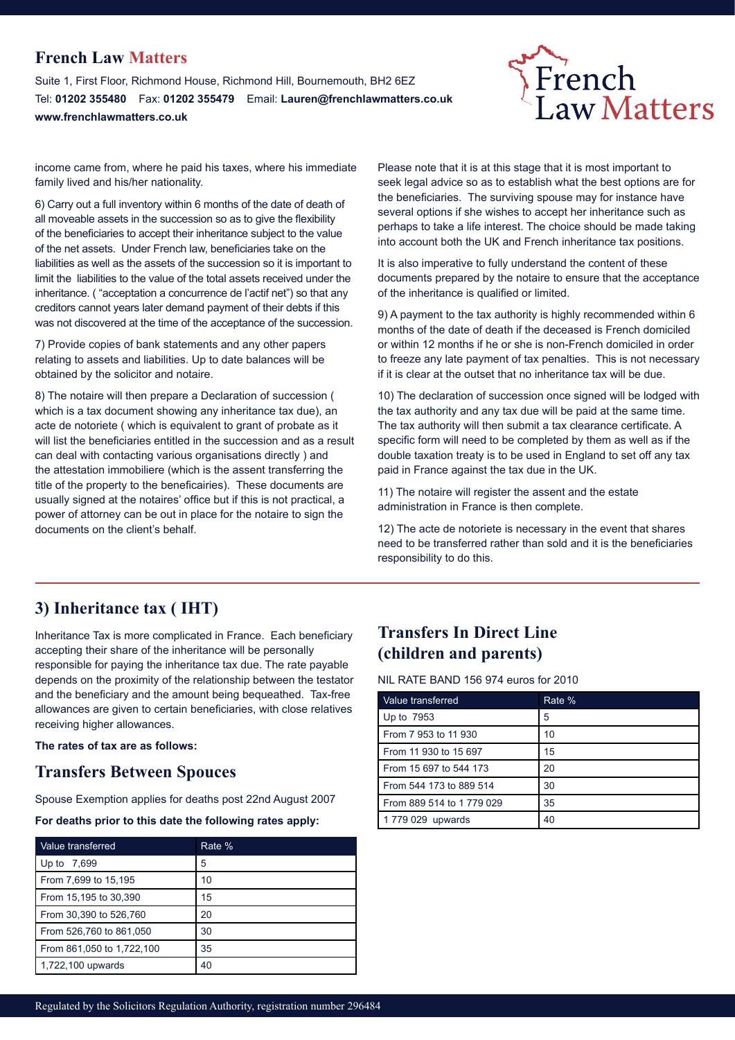income came from, where he paid his taxes, where his immediate family lived and his/her nationality.

6) Carry out a full inventory within 6 months of the date of death of all moveable assets in the succession so as to give the flexibility of the beneficiaries to accept their inheritance subject to the value of the net assets. Under French law, beneficiaries take on the liabilities as well as the assets of the succession so it is important to limit the liabilities to the value of the total assets received under the inheritance. ( "acceptation a concurrence de l'actif net") so that any creditors cannot years later demand payment of their debts if this was not discovered at the time of the acceptance of the succession.

7) Provide copies of bank statements and any other papers relating to assets and liabilities. Up to date balances will be obtained by the solicitor and notaire.

8) The notaire will then prepare a Declaration of succession ( which is a tax document showing any inheritance tax due), an acte de notoriete ( which is equivalent to grant of probate as it will list the beneficiaries entitled in the succession and as a result can deal with contacting various organisations directly ) and the attestation immobiliere (which is the assent transferring the title of the property to the benefecairies). These documents are usually signed at the notaires' office but if this is not practical, a power of attorney can be out in place for the notaire to sign the documents on the client's behalf.

Please note that it is at this stage that it is most important to seek legal advice so as to establish what the best options are for the beneficiaries. The surviving spouse may for instance have several options if she wishes to accept her inheritance such as perhaps to take a life interest. The choice should be made taking into account both the UK and French inheritance tax positions.

It is also imperative to fully understand the content of these documents prepared by the notaire to ensure that the acceptance of the inheritance is qualified or limited.

9) A payment to the tax authority is highly recommended within 6 months of the date of death if the deceased is French domiciled or within 12 months if he or she is non-French domiciled in order to freeze any late payment of tax penalties. This is not necessary if it is clear at the outset that no inheritance tax will be due.

10) The declaration of succession once signed will be lodged with the tax authority and any tax due will be paid at the same time. The tax authority will then submit a tax clearance certificate. A specific form will need to be completed by them as well as if the double taxation treaty is to be used in England to set off any tax paid in France against the tax due in the UK.

11) The notaire will register the assent and the estate administration in France is then complete.

12) The acte de notoriete is necessary in the event that shares need to be transferred rather than sold and it is the beneficiaries responsibility to do this.

## 3) Inheritance tax ( IHT)

Inheritance Tax is more complicated in France. Each beneficiary accepting their share of the inheritance will be personally responsible for paying the inheritance tax due. The rate payable depends on the proximity of the relationship between the testator and the beneficiary and the amount being bequeathed. Tax-free allowances are given to certain beneficiaries, with close relatives receiving higher allowances.

**The rates of tax are as follows:**

### Transfers Between Spouces

Spouse Exemption applies for deaths post 22nd August 2007

**For deaths prior to this date the following rates apply:**

| Value transferred | Rate % |
|---|---|
| Up to 7,699 | 5 |
| From 7,699 to 15,195 | 10 |
| From 15,195 to 30,390 | 15 |
| From 30,390 to 526,760 | 20 |
| From 526,760 to 861,050 | 30 |
| From 861,050 to 1,722,100 | 35 |
| 1,722,100 upwards | 40 |

### Transfers In Direct Line (children and parents)

NIL RATE BAND 156 974 euros for 2010

| Value transferred | Rate % |
|---|---|
| Up to 7953 | 5 |
| From 7 953 to 11 930 | 10 |
| From 11 930 to 15 697 | 15 |
| From 15 697 to 544 173 | 20 |
| From 544 173 to 889 514 | 30 |
| From 889 514 to 1 779 029 | 35 |
| 1 779 029 upwards | 40 |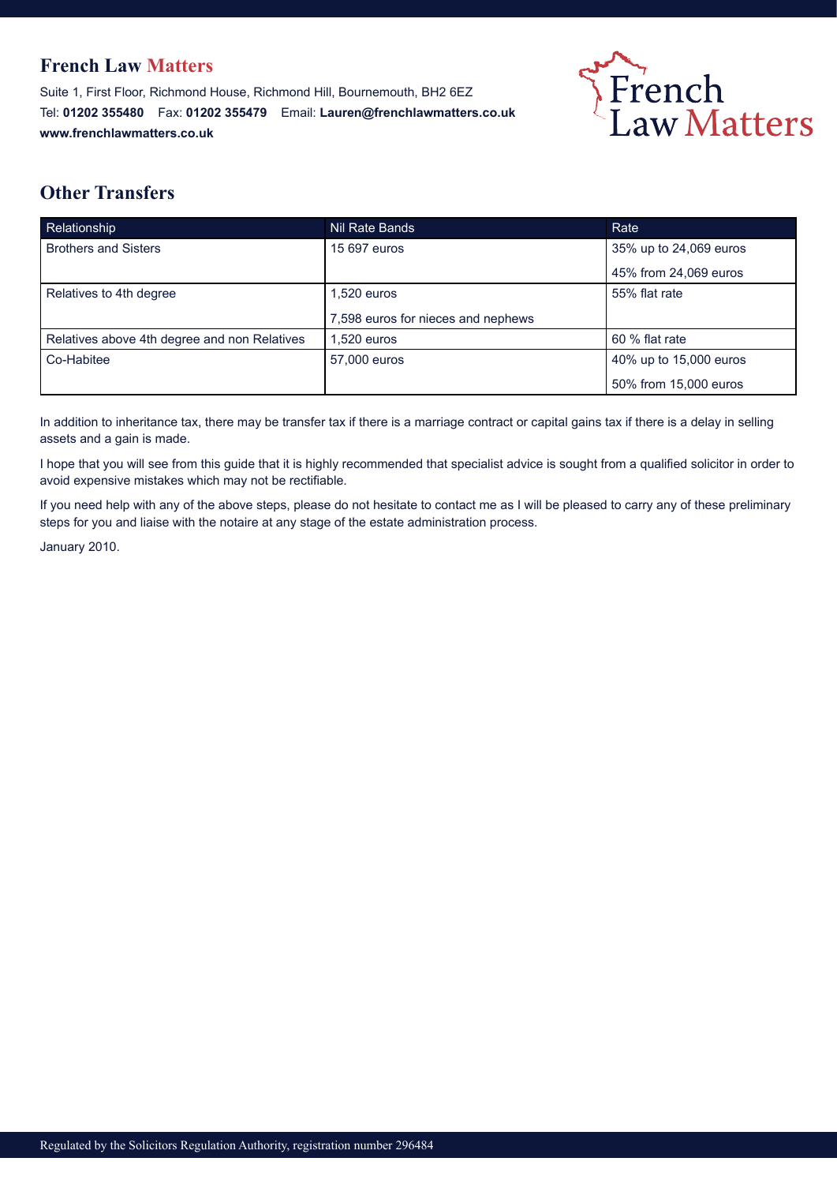## Other Transfers

| Relationship | Nil Rate Bands | Rate |
|---|---|---|
| Brothers and Sisters | 15 697 euros | 35% up to 24,069 euros<br>45% from 24,069 euros |
| Relatives to 4th degree | 1,520 euros<br>7,598 euros for nieces and nephews | 55% flat rate |
| Relatives above 4th degree and non Relatives | 1,520 euros | 60 % flat rate |
| Co-Habitee | 57,000 euros | 40% up to 15,000 euros<br>50% from 15,000 euros |

In addition to inheritance tax, there may be transfer tax if there is a marriage contract or capital gains tax if there is a delay in selling assets and a gain is made.

I hope that you will see from this guide that it is highly recommended that specialist advice is sought from a qualified solicitor in order to avoid expensive mistakes which may not be rectifiable.

If you need help with any of the above steps, please do not hesitate to contact me as I will be pleased to carry any of these preliminary steps for you and liaise with the notaire at any stage of the estate administration process.

January 2010.